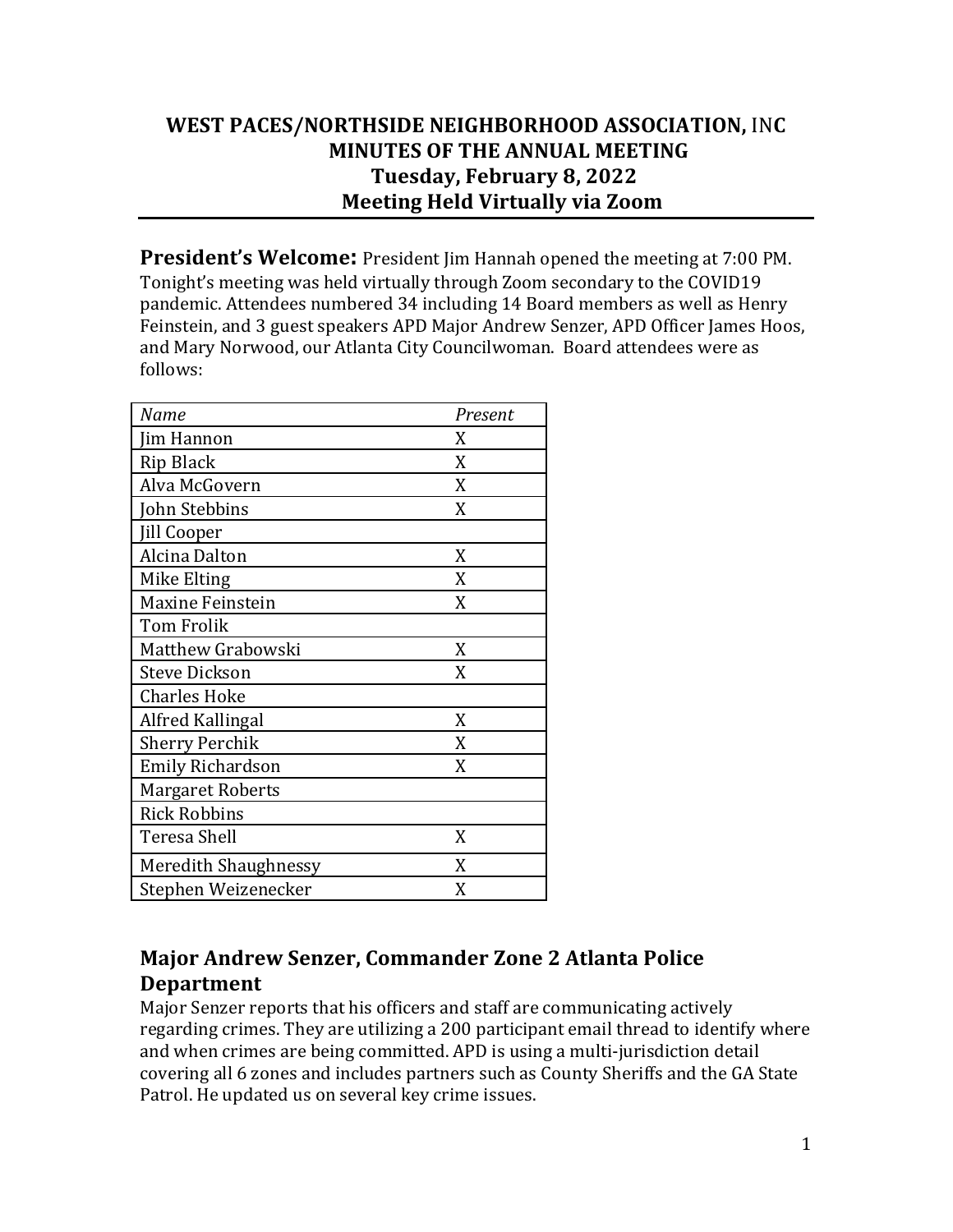# WEST PACES/NORTHSIDE NEIGHBORHOOD ASSOCIATION, INC
## MINUTES OF THE ANNUAL MEETING
## Tuesday, February 8, 2022
## Meeting Held Virtually via Zoom

**President's Welcome:** President Jim Hannah opened the meeting at 7:00 PM. Tonight's meeting was held virtually through Zoom secondary to the COVID19 pandemic. Attendees numbered 34 including 14 Board members as well as Henry Feinstein, and 3 guest speakers APD Major Andrew Senzer, APD Officer James Hoos, and Mary Norwood, our Atlanta City Councilwoman. Board attendees were as follows:

| *Name* | *Present* |
|---|---|
| Jim Hannon | X |
| Rip Black | X |
| Alva McGovern | X |
| John Stebbins | X |
| Jill Cooper | |
| Alcina Dalton | X |
| Mike Elting | X |
| Maxine Feinstein | X |
| Tom Frolik | |
| Matthew Grabowski | X |
| Steve Dickson | X |
| Charles Hoke | |
| Alfred Kallingal | X |
| Sherry Perchik | X |
| Emily Richardson | X |
| Margaret Roberts | |
| Rick Robbins | |
| Teresa Shell | X |
| Meredith Shaughnessy | X |
| Stephen Weizenecker | X |

## Major Andrew Senzer, Commander Zone 2 Atlanta Police Department

Major Senzer reports that his officers and staff are communicating actively regarding crimes. They are utilizing a 200 participant email thread to identify where and when crimes are being committed. APD is using a multi-jurisdiction detail covering all 6 zones and includes partners such as County Sheriffs and the GA State Patrol. He updated us on several key crime issues.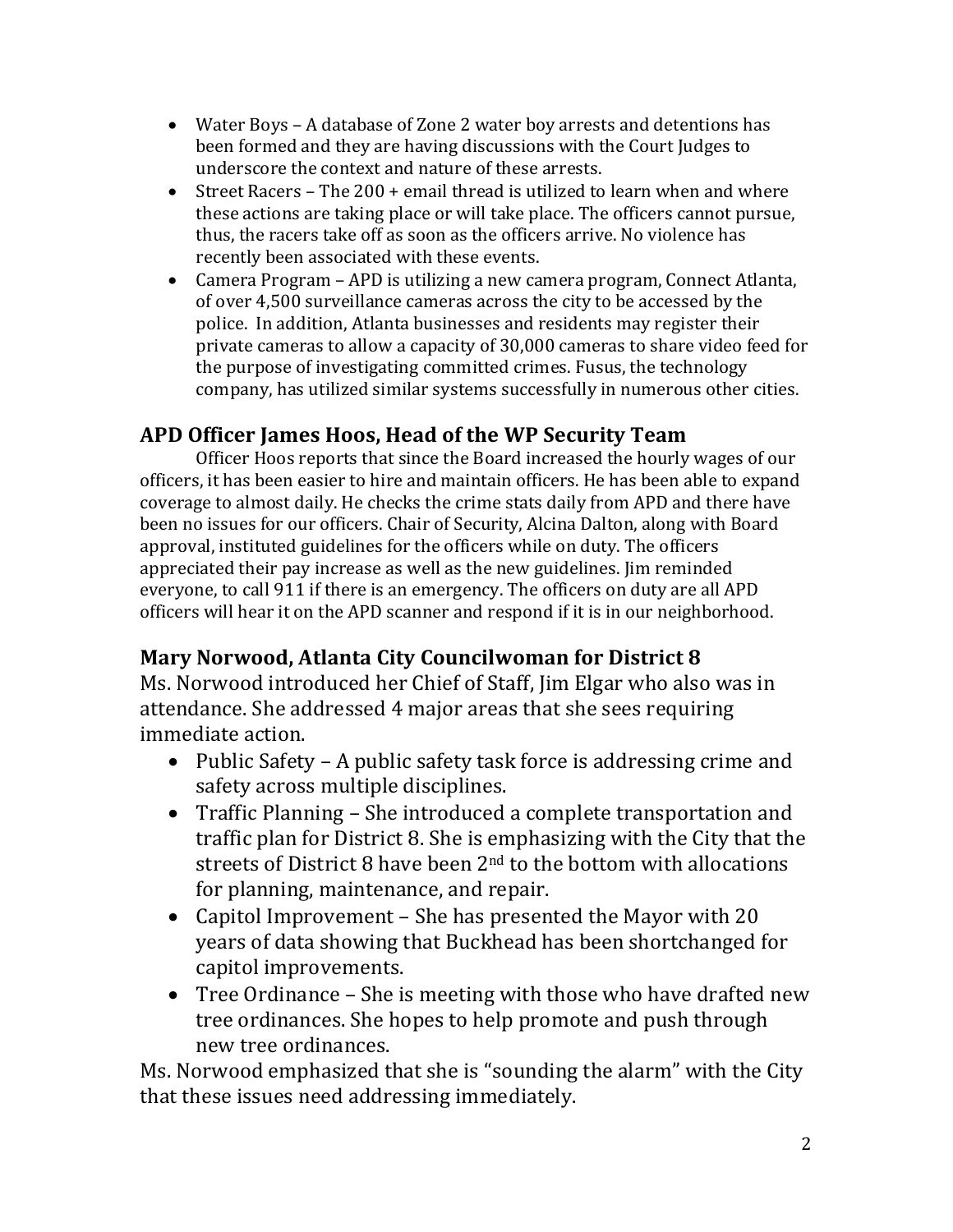- Water Boys – A database of Zone 2 water boy arrests and detentions has been formed and they are having discussions with the Court Judges to underscore the context and nature of these arrests.
- Street Racers – The 200 + email thread is utilized to learn when and where these actions are taking place or will take place. The officers cannot pursue, thus, the racers take off as soon as the officers arrive. No violence has recently been associated with these events.
- Camera Program – APD is utilizing a new camera program, Connect Atlanta, of over 4,500 surveillance cameras across the city to be accessed by the police. In addition, Atlanta businesses and residents may register their private cameras to allow a capacity of 30,000 cameras to share video feed for the purpose of investigating committed crimes. Fusus, the technology company, has utilized similar systems successfully in numerous other cities.

## APD Officer James Hoos, Head of the WP Security Team

Officer Hoos reports that since the Board increased the hourly wages of our officers, it has been easier to hire and maintain officers. He has been able to expand coverage to almost daily. He checks the crime stats daily from APD and there have been no issues for our officers. Chair of Security, Alcina Dalton, along with Board approval, instituted guidelines for the officers while on duty. The officers appreciated their pay increase as well as the new guidelines. Jim reminded everyone, to call 911 if there is an emergency. The officers on duty are all APD officers will hear it on the APD scanner and respond if it is in our neighborhood.

## Mary Norwood, Atlanta City Councilwoman for District 8

Ms. Norwood introduced her Chief of Staff, Jim Elgar who also was in attendance. She addressed 4 major areas that she sees requiring immediate action.

- Public Safety – A public safety task force is addressing crime and safety across multiple disciplines.
- Traffic Planning – She introduced a complete transportation and traffic plan for District 8. She is emphasizing with the City that the streets of District 8 have been 2nd to the bottom with allocations for planning, maintenance, and repair.
- Capitol Improvement – She has presented the Mayor with 20 years of data showing that Buckhead has been shortchanged for capitol improvements.
- Tree Ordinance – She is meeting with those who have drafted new tree ordinances. She hopes to help promote and push through new tree ordinances.

Ms. Norwood emphasized that she is "sounding the alarm" with the City that these issues need addressing immediately.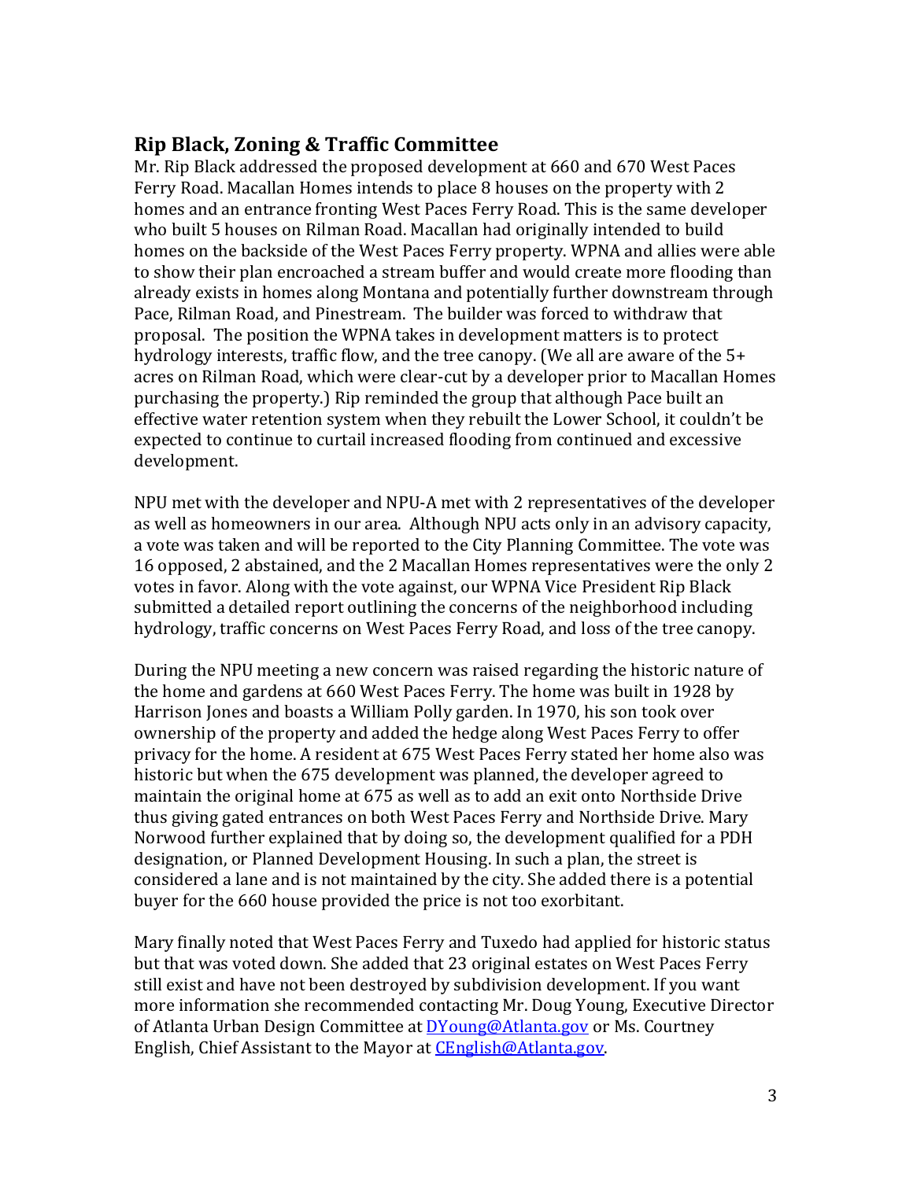## Rip Black, Zoning & Traffic Committee

Mr. Rip Black addressed the proposed development at 660 and 670 West Paces Ferry Road. Macallan Homes intends to place 8 houses on the property with 2 homes and an entrance fronting West Paces Ferry Road. This is the same developer who built 5 houses on Rilman Road. Macallan had originally intended to build homes on the backside of the West Paces Ferry property. WPNA and allies were able to show their plan encroached a stream buffer and would create more flooding than already exists in homes along Montana and potentially further downstream through Pace, Rilman Road, and Pinestream. The builder was forced to withdraw that proposal. The position the WPNA takes in development matters is to protect hydrology interests, traffic flow, and the tree canopy. (We all are aware of the 5+ acres on Rilman Road, which were clear-cut by a developer prior to Macallan Homes purchasing the property.) Rip reminded the group that although Pace built an effective water retention system when they rebuilt the Lower School, it couldn't be expected to continue to curtail increased flooding from continued and excessive development.

NPU met with the developer and NPU-A met with 2 representatives of the developer as well as homeowners in our area. Although NPU acts only in an advisory capacity, a vote was taken and will be reported to the City Planning Committee. The vote was 16 opposed, 2 abstained, and the 2 Macallan Homes representatives were the only 2 votes in favor. Along with the vote against, our WPNA Vice President Rip Black submitted a detailed report outlining the concerns of the neighborhood including hydrology, traffic concerns on West Paces Ferry Road, and loss of the tree canopy.

During the NPU meeting a new concern was raised regarding the historic nature of the home and gardens at 660 West Paces Ferry. The home was built in 1928 by Harrison Jones and boasts a William Polly garden. In 1970, his son took over ownership of the property and added the hedge along West Paces Ferry to offer privacy for the home. A resident at 675 West Paces Ferry stated her home also was historic but when the 675 development was planned, the developer agreed to maintain the original home at 675 as well as to add an exit onto Northside Drive thus giving gated entrances on both West Paces Ferry and Northside Drive. Mary Norwood further explained that by doing so, the development qualified for a PDH designation, or Planned Development Housing. In such a plan, the street is considered a lane and is not maintained by the city. She added there is a potential buyer for the 660 house provided the price is not too exorbitant.

Mary finally noted that West Paces Ferry and Tuxedo had applied for historic status but that was voted down. She added that 23 original estates on West Paces Ferry still exist and have not been destroyed by subdivision development. If you want more information she recommended contacting Mr. Doug Young, Executive Director of Atlanta Urban Design Committee at DYoung@Atlanta.gov or Ms. Courtney English, Chief Assistant to the Mayor at CEnglish@Atlanta.gov.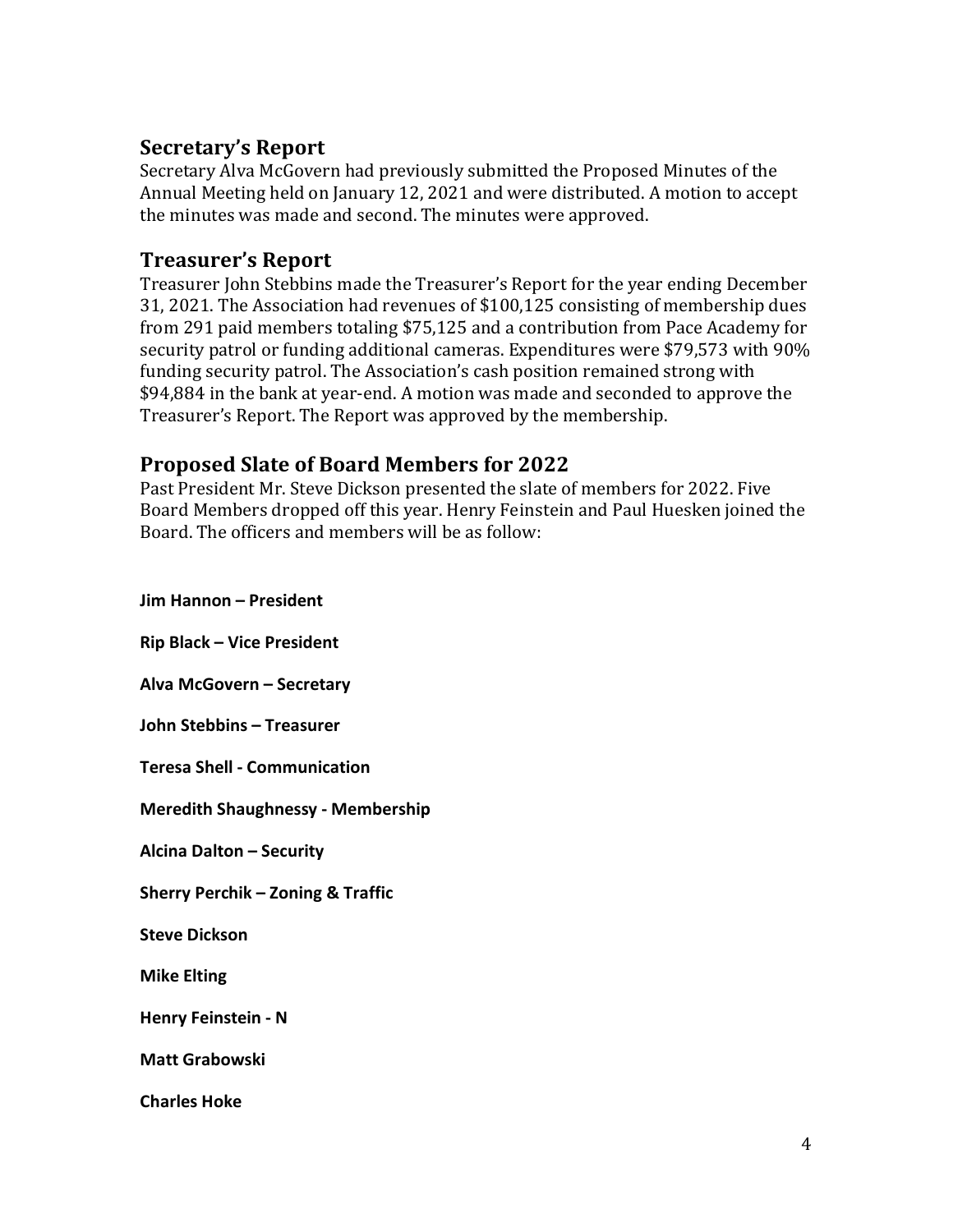## Secretary's Report

Secretary Alva McGovern had previously submitted the Proposed Minutes of the Annual Meeting held on January 12, 2021 and were distributed. A motion to accept the minutes was made and second. The minutes were approved.

## Treasurer's Report

Treasurer John Stebbins made the Treasurer's Report for the year ending December 31, 2021. The Association had revenues of $100,125 consisting of membership dues from 291 paid members totaling $75,125 and a contribution from Pace Academy for security patrol or funding additional cameras. Expenditures were $79,573 with 90% funding security patrol. The Association's cash position remained strong with $94,884 in the bank at year-end. A motion was made and seconded to approve the Treasurer's Report. The Report was approved by the membership.

## Proposed Slate of Board Members for 2022

Past President Mr. Steve Dickson presented the slate of members for 2022. Five Board Members dropped off this year. Henry Feinstein and Paul Huesken joined the Board. The officers and members will be as follow:

**Jim Hannon – President**

**Rip Black – Vice President**

**Alva McGovern – Secretary**

**John Stebbins – Treasurer**

**Teresa Shell - Communication**

**Meredith Shaughnessy - Membership**

**Alcina Dalton – Security**

**Sherry Perchik – Zoning & Traffic**

**Steve Dickson**

**Mike Elting**

**Henry Feinstein - N**

**Matt Grabowski**

**Charles Hoke**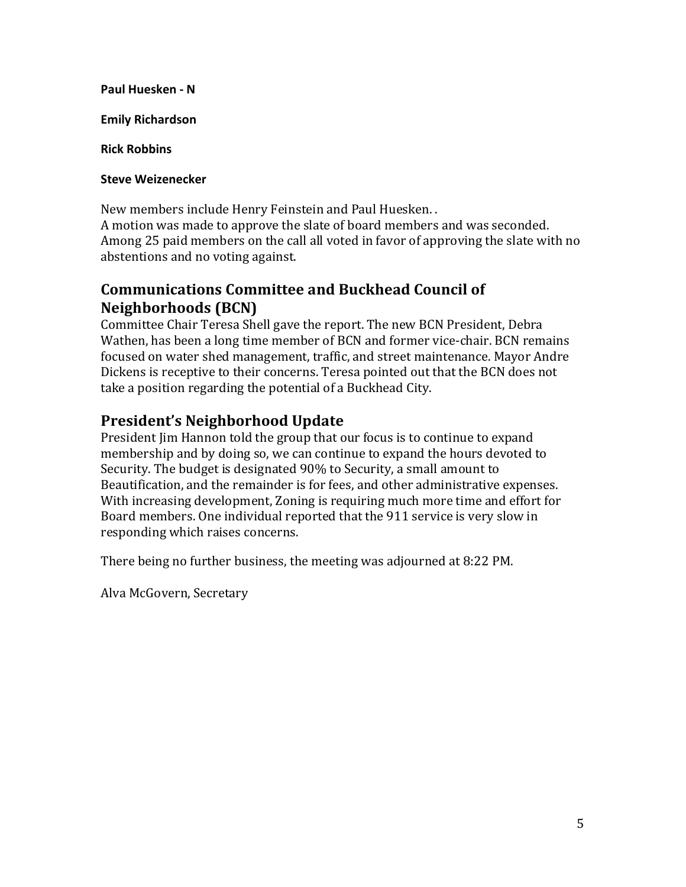**Paul Huesken - N**

**Emily Richardson**

**Rick Robbins**

**Steve Weizenecker**

New members include Henry Feinstein and Paul Huesken. .
A motion was made to approve the slate of board members and was seconded. Among 25 paid members on the call all voted in favor of approving the slate with no abstentions and no voting against.

## Communications Committee and Buckhead Council of Neighborhoods (BCN)

Committee Chair Teresa Shell gave the report. The new BCN President, Debra Wathen, has been a long time member of BCN and former vice-chair. BCN remains focused on water shed management, traffic, and street maintenance. Mayor Andre Dickens is receptive to their concerns. Teresa pointed out that the BCN does not take a position regarding the potential of a Buckhead City.

## President's Neighborhood Update

President Jim Hannon told the group that our focus is to continue to expand membership and by doing so, we can continue to expand the hours devoted to Security. The budget is designated 90% to Security, a small amount to Beautification, and the remainder is for fees, and other administrative expenses. With increasing development, Zoning is requiring much more time and effort for Board members. One individual reported that the 911 service is very slow in responding which raises concerns.

There being no further business, the meeting was adjourned at 8:22 PM.

Alva McGovern, Secretary